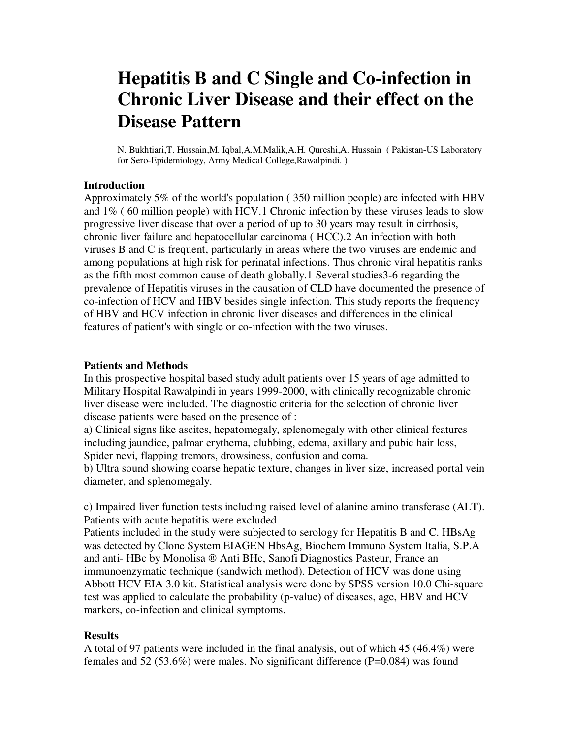# Hepatitis B and C Single and Co-infection in Chronic Liver Disease and their effect on the Disease Pattern

N. Bukhtiari,T. Hussain,M. Iqbal,A.M.Malik,A.H. Qureshi,A. Hussain ( Pakistan-US Laboratory for Sero-Epidemiology, Army Medical College,Rawalpindi. )

## Introduction

Approximately 5% of the world's population ( 350 million people) are infected with HBV and 1% ( 60 million people) with HCV.[1] Chronic infection by these viruses leads to slow progressive liver disease that over a period of up to 30 years may result in cirrhosis, chronic liver failure and hepatocellular carcinoma ( HCC).[2] An infection with both viruses B and C is frequent, particularly in areas where the two viruses are endemic and among populations at high risk for perinatal infections. Thus chronic viral hepatitis ranks as the fifth most common cause of death globally.[1] Several studies[3-6] regarding the prevalence of Hepatitis viruses in the causation of CLD have documented the presence of co-infection of HCV and HBV besides single infection. This study reports the frequency of HBV and HCV infection in chronic liver diseases and differences in the clinical features of patient's with single or co-infection with the two viruses.

## Patients and Methods

In this prospective hospital based study adult patients over 15 years of age admitted to Military Hospital Rawalpindi in years 1999-2000, with clinically recognizable chronic liver disease were included. The diagnostic criteria for the selection of chronic liver disease patients were based on the presence of :

a) Clinical signs like ascites, hepatomegaly, splenomegaly with other clinical features including jaundice, palmar erythema, clubbing, edema, axillary and pubic hair loss, Spider nevi, flapping tremors, drowsiness, confusion and coma.

b) Ultra sound showing coarse hepatic texture, changes in liver size, increased portal vein diameter, and splenomegaly.

c) Impaired liver function tests including raised level of alanine amino transferase (ALT). Patients with acute hepatitis were excluded.

Patients included in the study were subjected to serology for Hepatitis B and C. HBsAg was detected by Clone System EIAGEN HbsAg, Biochem Immuno System Italia, S.P.A and anti- HBc by Monolisa ® Anti BHc, Sanofi Diagnostics Pasteur, France an immunoenzymatic technique (sandwich method). Detection of HCV was done using Abbott HCV EIA 3.0 kit. Statistical analysis were done by SPSS version 10.0 Chi-square test was applied to calculate the probability (p-value) of diseases, age, HBV and HCV markers, co-infection and clinical symptoms.

## Results

A total of 97 patients were included in the final analysis, out of which 45 (46.4%) were females and 52 (53.6%) were males. No significant difference (P=0.084) was found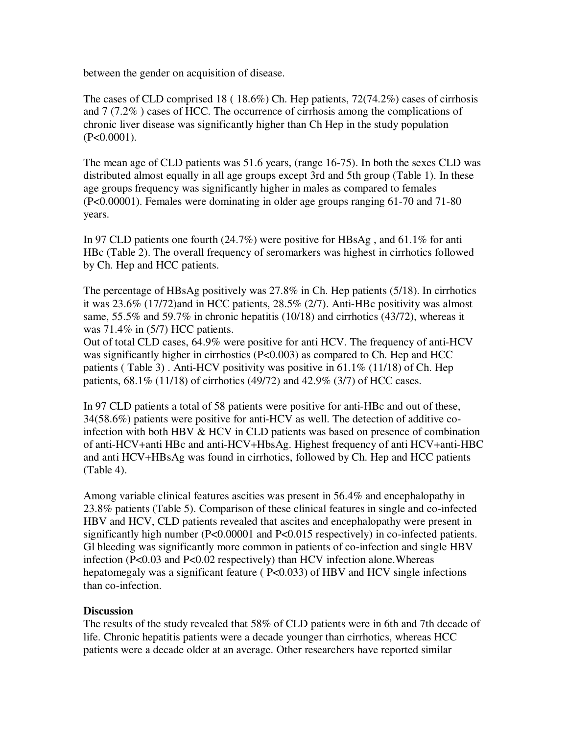between the gender on acquisition of disease.

The cases of CLD comprised 18 ( 18.6%) Ch. Hep patients, 72(74.2%) cases of cirrhosis and 7 (7.2% ) cases of HCC. The occurrence of cirrhosis among the complications of chronic liver disease was significantly higher than Ch Hep in the study population ($P<0.0001$).

The mean age of CLD patients was 51.6 years, (range 16-75). In both the sexes CLD was distributed almost equally in all age groups except 3rd and 5th group (Table 1). In these age groups frequency was significantly higher in males as compared to females ($P<0.00001$). Females were dominating in older age groups ranging 61-70 and 71-80 years.

In 97 CLD patients one fourth (24.7%) were positive for HBsAg , and 61.1% for anti HBc (Table 2). The overall frequency of seromarkers was highest in cirrhotics followed by Ch. Hep and HCC patients.

The percentage of HBsAg positively was 27.8% in Ch. Hep patients (5/18). In cirrhotics it was 23.6% (17/72)and in HCC patients, 28.5% (2/7). Anti-HBc positivity was almost same, 55.5% and 59.7% in chronic hepatitis (10/18) and cirrhotics (43/72), whereas it was 71.4% in (5/7) HCC patients.
Out of total CLD cases, 64.9% were positive for anti HCV. The frequency of anti-HCV was significantly higher in cirrhostics ($P<0.003$) as compared to Ch. Hep and HCC patients ( Table 3) . Anti-HCV positivity was positive in 61.1% (11/18) of Ch. Hep patients, 68.1% (11/18) of cirrhotics (49/72) and 42.9% (3/7) of HCC cases.

In 97 CLD patients a total of 58 patients were positive for anti-HBc and out of these, 34(58.6%) patients were positive for anti-HCV as well. The detection of additive co-infection with both HBV & HCV in CLD patients was based on presence of combination of anti-HCV+anti HBc and anti-HCV+HbsAg. Highest frequency of anti HCV+anti-HBC and anti HCV+HBsAg was found in cirrhotics, followed by Ch. Hep and HCC patients (Table 4).

Among variable clinical features ascities was present in 56.4% and encephalopathy in 23.8% patients (Table 5). Comparison of these clinical features in single and co-infected HBV and HCV, CLD patients revealed that ascites and encephalopathy were present in significantly high number ($P<0.00001$ and $P<0.015$ respectively) in co-infected patients. Gl bleeding was significantly more common in patients of co-infection and single HBV infection ($P<0.03$ and $P<0.02$ respectively) than HCV infection alone.Whereas hepatomegaly was a significant feature ( $P<0.033$) of HBV and HCV single infections than co-infection.

## Discussion

The results of the study revealed that 58% of CLD patients were in 6th and 7th decade of life. Chronic hepatitis patients were a decade younger than cirrhotics, whereas HCC patients were a decade older at an average. Other researchers have reported similar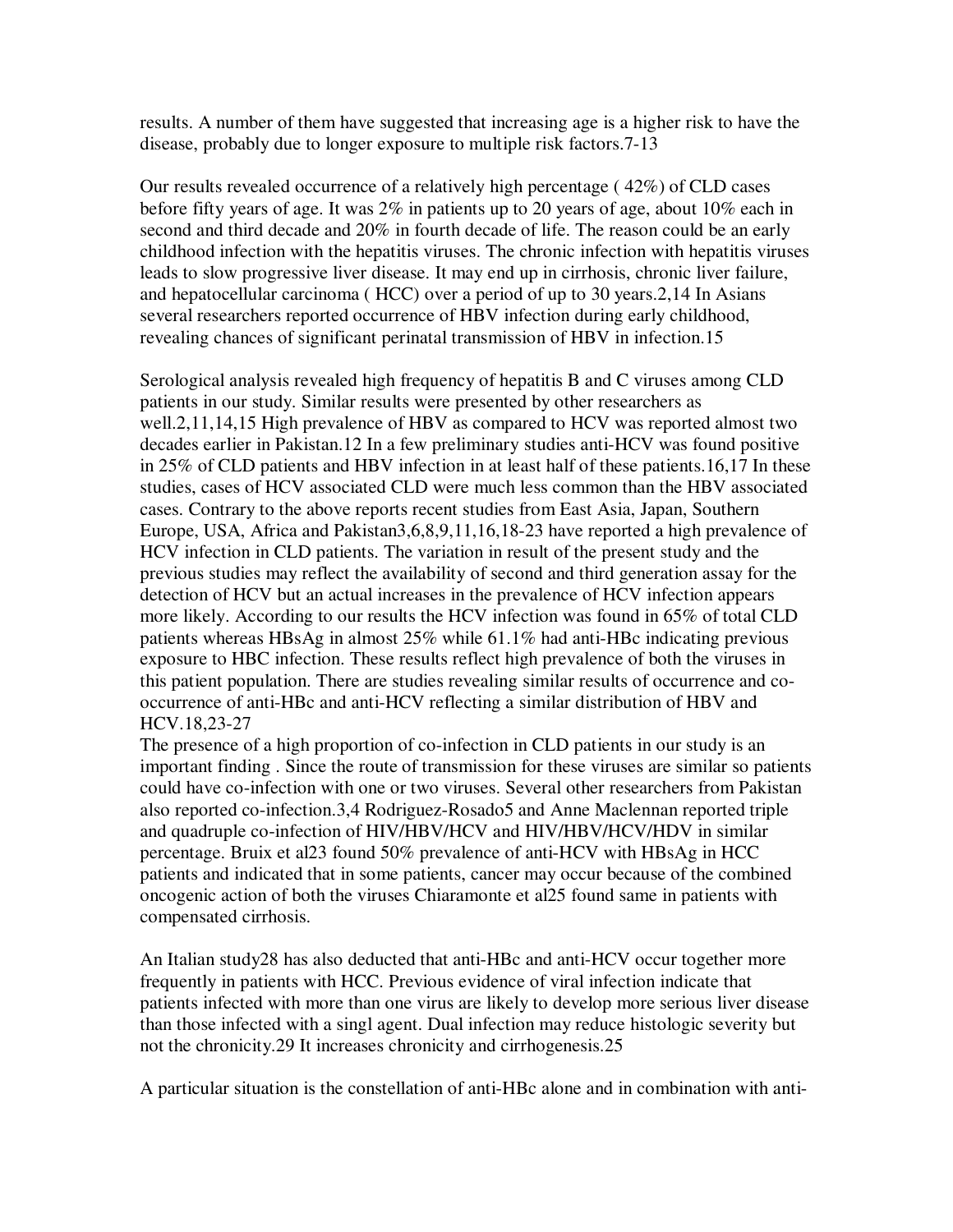results. A number of them have suggested that increasing age is a higher risk to have the disease, probably due to longer exposure to multiple risk factors.[7-13]

Our results revealed occurrence of a relatively high percentage ( 42%) of CLD cases before fifty years of age. It was 2% in patients up to 20 years of age, about 10% each in second and third decade and 20% in fourth decade of life. The reason could be an early childhood infection with the hepatitis viruses. The chronic infection with hepatitis viruses leads to slow progressive liver disease. It may end up in cirrhosis, chronic liver failure, and hepatocellular carcinoma ( HCC) over a period of up to 30 years.[2,14] In Asians several researchers reported occurrence of HBV infection during early childhood, revealing chances of significant perinatal transmission of HBV in infection.[15]

Serological analysis revealed high frequency of hepatitis B and C viruses among CLD patients in our study. Similar results were presented by other researchers as well.[2,11,14,15] High prevalence of HBV as compared to HCV was reported almost two decades earlier in Pakistan.[12] In a few preliminary studies anti-HCV was found positive in 25% of CLD patients and HBV infection in at least half of these patients.[16,17] In these studies, cases of HCV associated CLD were much less common than the HBV associated cases. Contrary to the above reports recent studies from East Asia, Japan, Southern Europe, USA, Africa and Pakistan[3,6,8,9,11,16,18-23] have reported a high prevalence of HCV infection in CLD patients. The variation in result of the present study and the previous studies may reflect the availability of second and third generation assay for the detection of HCV but an actual increases in the prevalence of HCV infection appears more likely. According to our results the HCV infection was found in 65% of total CLD patients whereas HBsAg in almost 25% while 61.1% had anti-HBc indicating previous exposure to HBC infection. These results reflect high prevalence of both the viruses in this patient population. There are studies revealing similar results of occurrence and co-occurrence of anti-HBc and anti-HCV reflecting a similar distribution of HBV and HCV.[18,23-27]

The presence of a high proportion of co-infection in CLD patients in our study is an important finding . Since the route of transmission for these viruses are similar so patients could have co-infection with one or two viruses. Several other researchers from Pakistan also reported co-infection.[3,4] Rodriguez-Rosado[5] and Anne Maclennan reported triple and quadruple co-infection of HIV/HBV/HCV and HIV/HBV/HCV/HDV in similar percentage. Bruix et al[23] found 50% prevalence of anti-HCV with HBsAg in HCC patients and indicated that in some patients, cancer may occur because of the combined oncogenic action of both the viruses Chiaramonte et al[25] found same in patients with compensated cirrhosis.

An Italian study[28] has also deducted that anti-HBc and anti-HCV occur together more frequently in patients with HCC. Previous evidence of viral infection indicate that patients infected with more than one virus are likely to develop more serious liver disease than those infected with a singl agent. Dual infection may reduce histologic severity but not the chronicity.[29] It increases chronicity and cirrhogenesis.[25]

A particular situation is the constellation of anti-HBc alone and in combination with anti-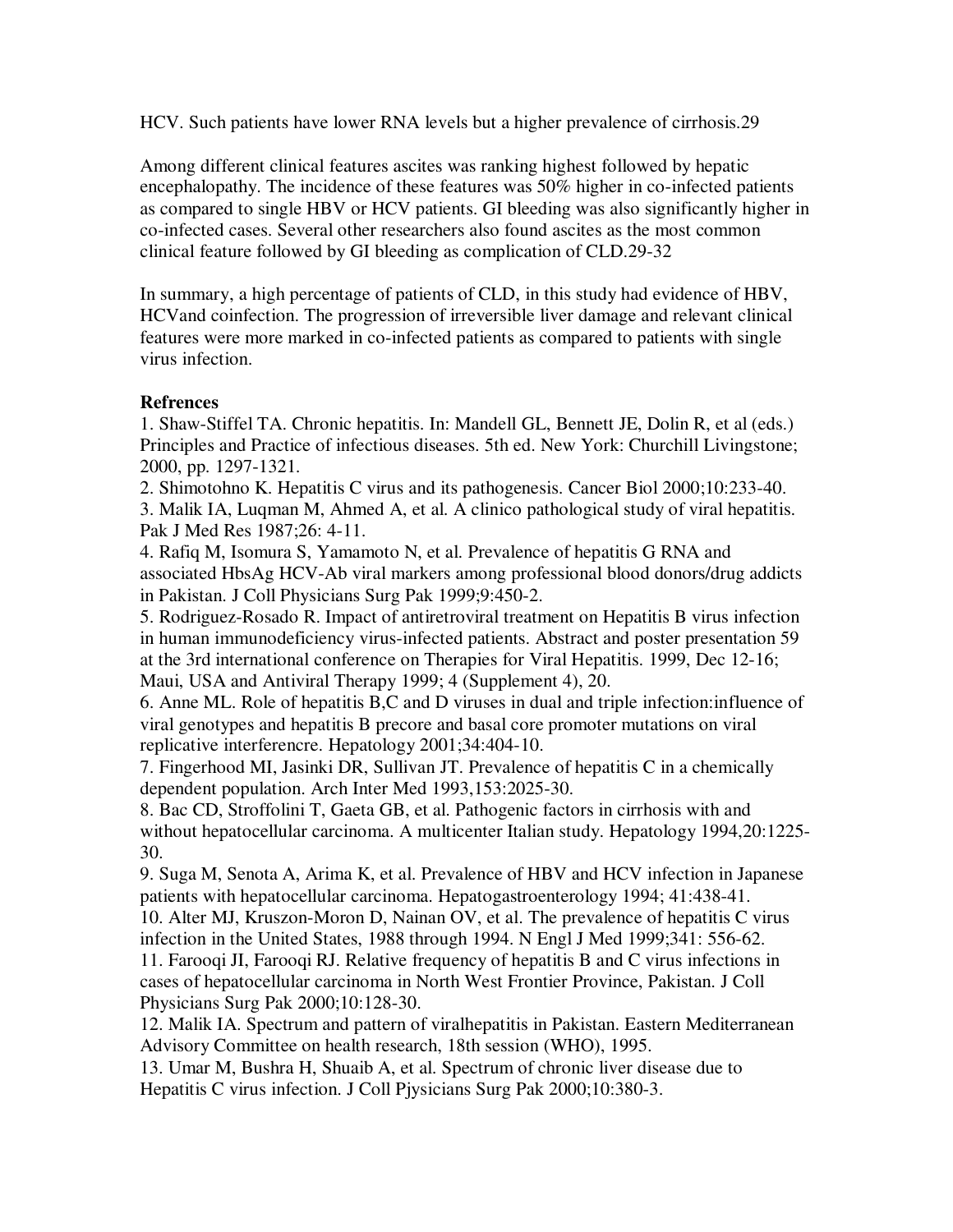HCV. Such patients have lower RNA levels but a higher prevalence of cirrhosis.29

Among different clinical features ascites was ranking highest followed by hepatic encephalopathy. The incidence of these features was 50% higher in co-infected patients as compared to single HBV or HCV patients. GI bleeding was also significantly higher in co-infected cases. Several other researchers also found ascites as the most common clinical feature followed by GI bleeding as complication of CLD.29-32

In summary, a high percentage of patients of CLD, in this study had evidence of HBV, HCVand coinfection. The progression of irreversible liver damage and relevant clinical features were more marked in co-infected patients as compared to patients with single virus infection.

**Refrences**

1. Shaw-Stiffel TA. Chronic hepatitis. In: Mandell GL, Bennett JE, Dolin R, et al (eds.) Principles and Practice of infectious diseases. 5th ed. New York: Churchill Livingstone; 2000, pp. 1297-1321.
2. Shimotohno K. Hepatitis C virus and its pathogenesis. Cancer Biol 2000;10:233-40.
3. Malik IA, Luqman M, Ahmed A, et al. A clinico pathological study of viral hepatitis. Pak J Med Res 1987;26: 4-11.
4. Rafiq M, Isomura S, Yamamoto N, et al. Prevalence of hepatitis G RNA and associated HbsAg HCV-Ab viral markers among professional blood donors/drug addicts in Pakistan. J Coll Physicians Surg Pak 1999;9:450-2.
5. Rodriguez-Rosado R. Impact of antiretroviral treatment on Hepatitis B virus infection in human immunodeficiency virus-infected patients. Abstract and poster presentation 59 at the 3rd international conference on Therapies for Viral Hepatitis. 1999, Dec 12-16; Maui, USA and Antiviral Therapy 1999; 4 (Supplement 4), 20.
6. Anne ML. Role of hepatitis B,C and D viruses in dual and triple infection:influence of viral genotypes and hepatitis B precore and basal core promoter mutations on viral replicative interferencre. Hepatology 2001;34:404-10.
7. Fingerhood MI, Jasinki DR, Sullivan JT. Prevalence of hepatitis C in a chemically dependent population. Arch Inter Med 1993,153:2025-30.
8. Bac CD, Stroffolini T, Gaeta GB, et al. Pathogenic factors in cirrhosis with and without hepatocellular carcinoma. A multicenter Italian study. Hepatology 1994,20:1225-30.
9. Suga M, Senota A, Arima K, et al. Prevalence of HBV and HCV infection in Japanese patients with hepatocellular carcinoma. Hepatogastroenterology 1994; 41:438-41.
10. Alter MJ, Kruszon-Moron D, Nainan OV, et al. The prevalence of hepatitis C virus infection in the United States, 1988 through 1994. N Engl J Med 1999;341: 556-62.
11. Farooqi JI, Farooqi RJ. Relative frequency of hepatitis B and C virus infections in cases of hepatocellular carcinoma in North West Frontier Province, Pakistan. J Coll Physicians Surg Pak 2000;10:128-30.
12. Malik IA. Spectrum and pattern of viralhepatitis in Pakistan. Eastern Mediterranean Advisory Committee on health research, 18th session (WHO), 1995.
13. Umar M, Bushra H, Shuaib A, et al. Spectrum of chronic liver disease due to Hepatitis C virus infection. J Coll Pjysicians Surg Pak 2000;10:380-3.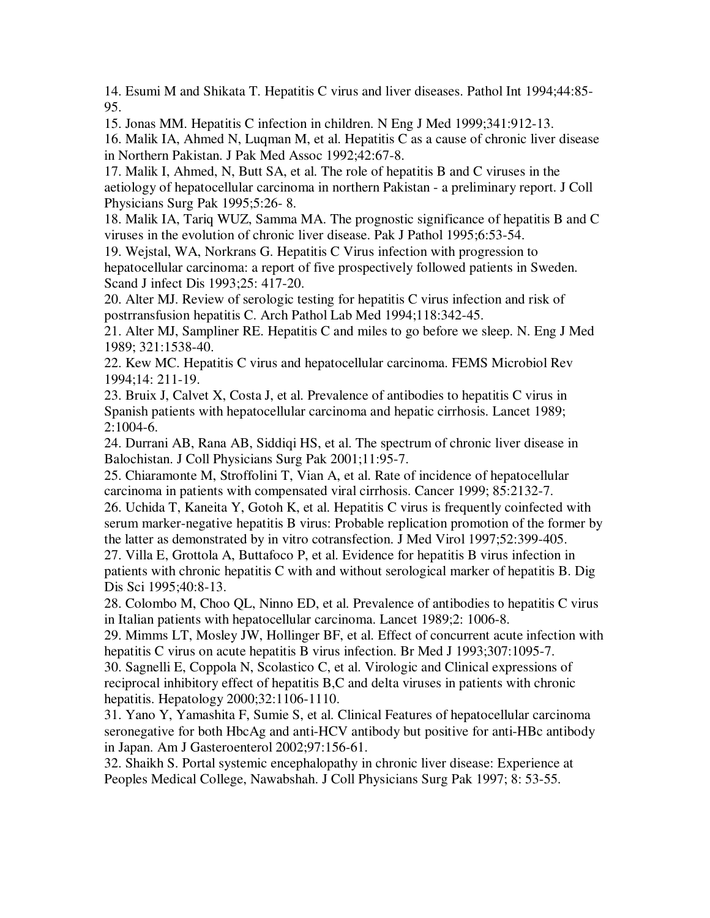14. Esumi M and Shikata T. Hepatitis C virus and liver diseases. Pathol Int 1994;44:85-95.
15. Jonas MM. Hepatitis C infection in children. N Eng J Med 1999;341:912-13.
16. Malik IA, Ahmed N, Luqman M, et al. Hepatitis C as a cause of chronic liver disease in Northern Pakistan. J Pak Med Assoc 1992;42:67-8.
17. Malik I, Ahmed, N, Butt SA, et al. The role of hepatitis B and C viruses in the aetiology of hepatocellular carcinoma in northern Pakistan - a preliminary report. J Coll Physicians Surg Pak 1995;5:26- 8.
18. Malik IA, Tariq WUZ, Samma MA. The prognostic significance of hepatitis B and C viruses in the evolution of chronic liver disease. Pak J Pathol 1995;6:53-54.
19. Wejstal, WA, Norkrans G. Hepatitis C Virus infection with progression to hepatocellular carcinoma: a report of five prospectively followed patients in Sweden. Scand J infect Dis 1993;25: 417-20.
20. Alter MJ. Review of serologic testing for hepatitis C virus infection and risk of postrransfusion hepatitis C. Arch Pathol Lab Med 1994;118:342-45.
21. Alter MJ, Sampliner RE. Hepatitis C and miles to go before we sleep. N. Eng J Med 1989; 321:1538-40.
22. Kew MC. Hepatitis C virus and hepatocellular carcinoma. FEMS Microbiol Rev 1994;14: 211-19.
23. Bruix J, Calvet X, Costa J, et al. Prevalence of antibodies to hepatitis C virus in Spanish patients with hepatocellular carcinoma and hepatic cirrhosis. Lancet 1989; 2:1004-6.
24. Durrani AB, Rana AB, Siddiqi HS, et al. The spectrum of chronic liver disease in Balochistan. J Coll Physicians Surg Pak 2001;11:95-7.
25. Chiaramonte M, Stroffolini T, Vian A, et al. Rate of incidence of hepatocellular carcinoma in patients with compensated viral cirrhosis. Cancer 1999; 85:2132-7.
26. Uchida T, Kaneita Y, Gotoh K, et al. Hepatitis C virus is frequently coinfected with serum marker-negative hepatitis B virus: Probable replication promotion of the former by the latter as demonstrated by in vitro cotransfection. J Med Virol 1997;52:399-405.
27. Villa E, Grottola A, Buttafoco P, et al. Evidence for hepatitis B virus infection in patients with chronic hepatitis C with and without serological marker of hepatitis B. Dig Dis Sci 1995;40:8-13.
28. Colombo M, Choo QL, Ninno ED, et al. Prevalence of antibodies to hepatitis C virus in Italian patients with hepatocellular carcinoma. Lancet 1989;2: 1006-8.
29. Mimms LT, Mosley JW, Hollinger BF, et al. Effect of concurrent acute infection with hepatitis C virus on acute hepatitis B virus infection. Br Med J 1993;307:1095-7.
30. Sagnelli E, Coppola N, Scolastico C, et al. Virologic and Clinical expressions of reciprocal inhibitory effect of hepatitis B,C and delta viruses in patients with chronic hepatitis. Hepatology 2000;32:1106-1110.
31. Yano Y, Yamashita F, Sumie S, et al. Clinical Features of hepatocellular carcinoma seronegative for both HbcAg and anti-HCV antibody but positive for anti-HBc antibody in Japan. Am J Gasteroenterol 2002;97:156-61.
32. Shaikh S. Portal systemic encephalopathy in chronic liver disease: Experience at Peoples Medical College, Nawabshah. J Coll Physicians Surg Pak 1997; 8: 53-55.